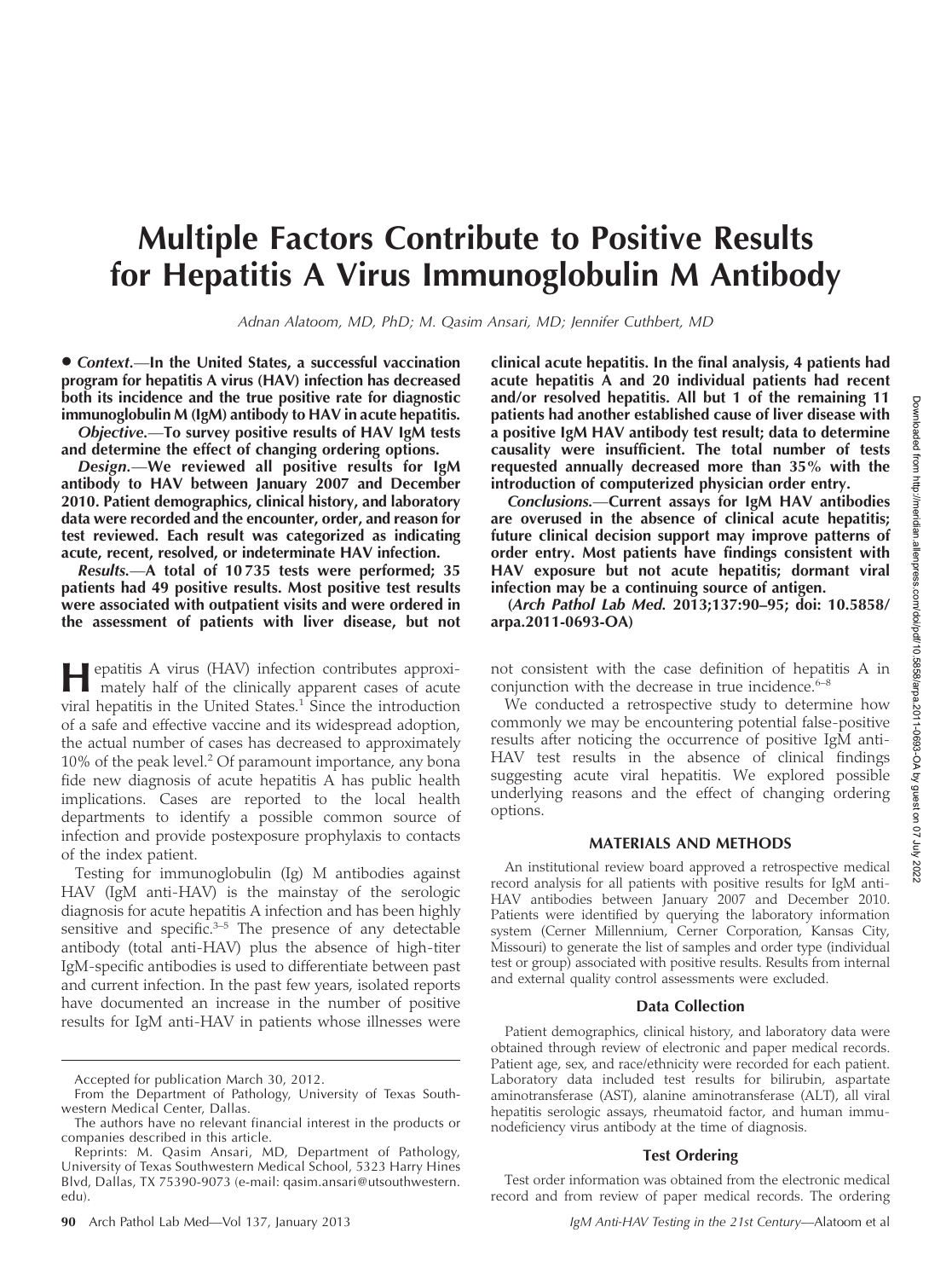# Multiple Factors Contribute to Positive Results for Hepatitis A Virus Immunoglobulin M Antibody

*Adnan Alatoom, MD, PhD; M. Qasim Ansari, MD; Jennifer Cuthbert, MD*

• ***Context.***—**In the United States, a successful vaccination program for hepatitis A virus (HAV) infection has decreased both its incidence and the true positive rate for diagnostic immunoglobulin M (IgM) antibody to HAV in acute hepatitis.**

***Objective.***—**To survey positive results of HAV IgM tests and determine the effect of changing ordering options.**

***Design.***—**We reviewed all positive results for IgM antibody to HAV between January 2007 and December 2010. Patient demographics, clinical history, and laboratory data were recorded and the encounter, order, and reason for test reviewed. Each result was categorized as indicating acute, recent, resolved, or indeterminate HAV infection.**

***Results.***—**A total of 10 735 tests were performed; 35 patients had 49 positive results. Most positive test results were associated with outpatient visits and were ordered in the assessment of patients with liver disease, but not clinical acute hepatitis. In the final analysis, 4 patients had acute hepatitis A and 20 individual patients had recent and/or resolved hepatitis. All but 1 of the remaining 11 patients had another established cause of liver disease with a positive IgM HAV antibody test result; data to determine causality were insufficient. The total number of tests requested annually decreased more than 35% with the introduction of computerized physician order entry.**

***Conclusions.***—**Current assays for IgM HAV antibodies are overused in the absence of clinical acute hepatitis; future clinical decision support may improve patterns of order entry. Most patients have findings consistent with HAV exposure but not acute hepatitis; dormant viral infection may be a continuing source of antigen.**

**(*Arch Pathol Lab Med.* 2013;137:90–95; doi: 10.5858/arpa.2011-0693-OA)**

Hepatitis A virus (HAV) infection contributes approximately half of the clinically apparent cases of acute viral hepatitis in the United States.[1] Since the introduction of a safe and effective vaccine and its widespread adoption, the actual number of cases has decreased to approximately 10% of the peak level.[2] Of paramount importance, any bona fide new diagnosis of acute hepatitis A has public health implications. Cases are reported to the local health departments to identify a possible common source of infection and provide postexposure prophylaxis to contacts of the index patient.

Testing for immunoglobulin (Ig) M antibodies against HAV (IgM anti-HAV) is the mainstay of the serologic diagnosis for acute hepatitis A infection and has been highly sensitive and specific.[3–5] The presence of any detectable antibody (total anti-HAV) plus the absence of high-titer IgM-specific antibodies is used to differentiate between past and current infection. In the past few years, isolated reports have documented an increase in the number of positive results for IgM anti-HAV in patients whose illnesses were not consistent with the case definition of hepatitis A in conjunction with the decrease in true incidence.[6–8]

We conducted a retrospective study to determine how commonly we may be encountering potential false-positive results after noticing the occurrence of positive IgM anti-HAV test results in the absence of clinical findings suggesting acute viral hepatitis. We explored possible underlying reasons and the effect of changing ordering options.

## MATERIALS AND METHODS

An institutional review board approved a retrospective medical record analysis for all patients with positive results for IgM anti-HAV antibodies between January 2007 and December 2010. Patients were identified by querying the laboratory information system (Cerner Millennium, Cerner Corporation, Kansas City, Missouri) to generate the list of samples and order type (individual test or group) associated with positive results. Results from internal and external quality control assessments were excluded.

### Data Collection

Patient demographics, clinical history, and laboratory data were obtained through review of electronic and paper medical records. Patient age, sex, and race/ethnicity were recorded for each patient. Laboratory data included test results for bilirubin, aspartate aminotransferase (AST), alanine aminotransferase (ALT), all viral hepatitis serologic assays, rheumatoid factor, and human immunodeficiency virus antibody at the time of diagnosis.

### Test Ordering

Test order information was obtained from the electronic medical record and from review of paper medical records. The ordering

Accepted for publication March 30, 2012.

From the Department of Pathology, University of Texas Southwestern Medical Center, Dallas.

The authors have no relevant financial interest in the products or companies described in this article.

Reprints: M. Qasim Ansari, MD, Department of Pathology, University of Texas Southwestern Medical School, 5323 Harry Hines Blvd, Dallas, TX 75390-9073 (e-mail: qasim.ansari@utsouthwestern.edu).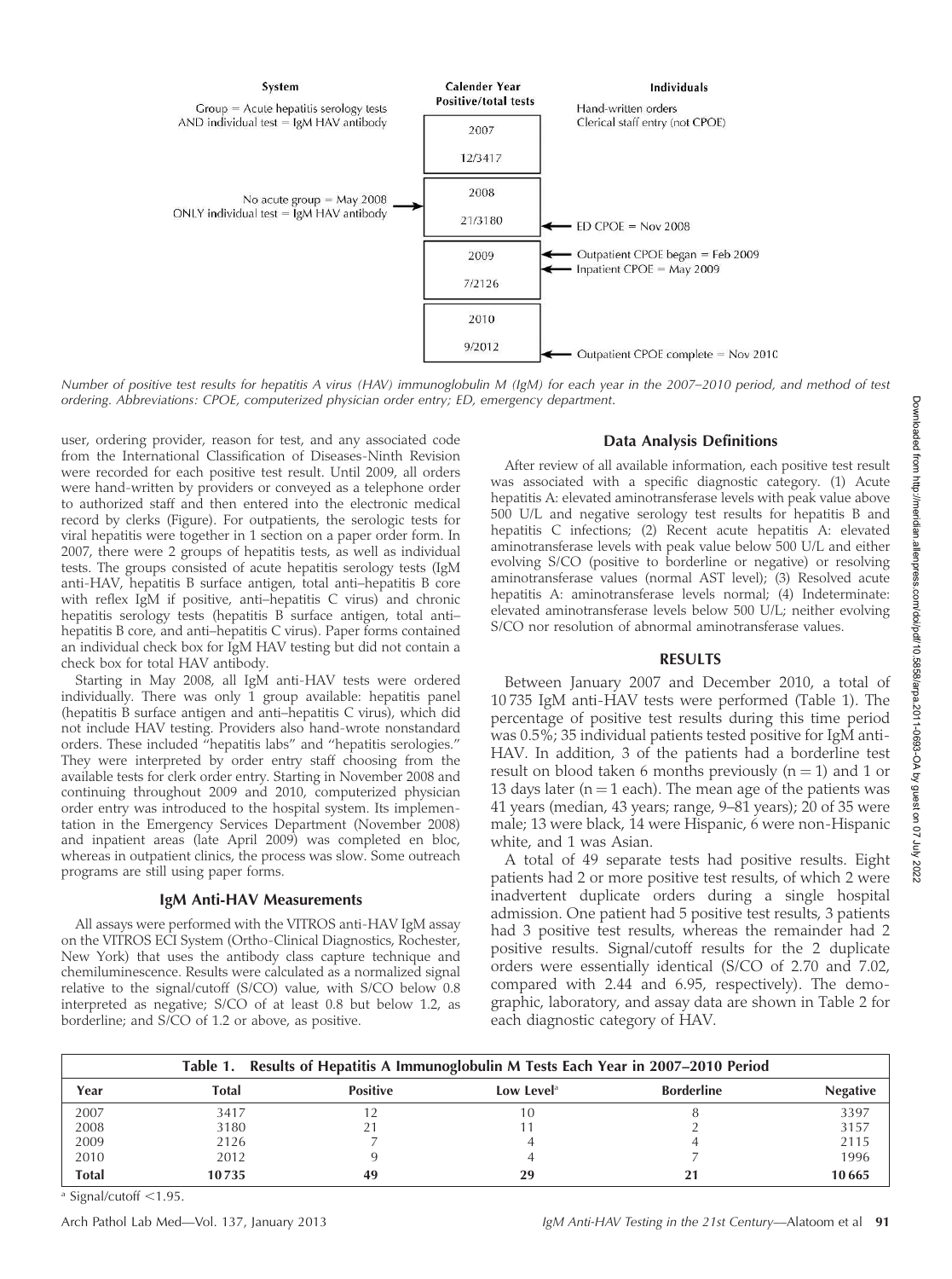System

Group = Acute hepatitis serology tests
AND individual test = IgM HAV antibody

No acute group = May 2008
ONLY individual test = IgM HAV antibody

Calender Year
Positive/total tests

2007
12/3417

2008
21/3180

2009
7/2126

2010
9/2012

Individuals

Hand-written orders
Clerical staff entry (not CPOE)

ED CPOE = Nov 2008

Outpatient CPOE began = Feb 2009
Inpatient CPOE = May 2009

Outpatient CPOE complete = Nov 2010

*Number of positive test results for hepatitis A virus (HAV) immunoglobulin M (IgM) for each year in the 2007–2010 period, and method of test ordering. Abbreviations: CPOE, computerized physician order entry; ED, emergency department.*

user, ordering provider, reason for test, and any associated code from the International Classification of Diseases-Ninth Revision were recorded for each positive test result. Until 2009, all orders were hand-written by providers or conveyed as a telephone order to authorized staff and then entered into the electronic medical record by clerks (Figure). For outpatients, the serologic tests for viral hepatitis were together in 1 section on a paper order form. In 2007, there were 2 groups of hepatitis tests, as well as individual tests. The groups consisted of acute hepatitis serology tests (IgM anti-HAV, hepatitis B surface antigen, total anti–hepatitis B core with reflex IgM if positive, anti–hepatitis C virus) and chronic hepatitis serology tests (hepatitis B surface antigen, total anti–hepatitis B core, and anti–hepatitis C virus). Paper forms contained an individual check box for IgM HAV testing but did not contain a check box for total HAV antibody.

Starting in May 2008, all IgM anti-HAV tests were ordered individually. There was only 1 group available: hepatitis panel (hepatitis B surface antigen and anti–hepatitis C virus), which did not include HAV testing. Providers also hand-wrote nonstandard orders. These included "hepatitis labs" and "hepatitis serologies." They were interpreted by order entry staff choosing from the available tests for clerk order entry. Starting in November 2008 and continuing throughout 2009 and 2010, computerized physician order entry was introduced to the hospital system. Its implementation in the Emergency Services Department (November 2008) and inpatient areas (late April 2009) was completed en bloc, whereas in outpatient clinics, the process was slow. Some outreach programs are still using paper forms.

### IgM Anti-HAV Measurements

All assays were performed with the VITROS anti-HAV IgM assay on the VITROS ECI System (Ortho-Clinical Diagnostics, Rochester, New York) that uses the antibody class capture technique and chemiluminescence. Results were calculated as a normalized signal relative to the signal/cutoff (S/CO) value, with S/CO below 0.8 interpreted as negative; S/CO of at least 0.8 but below 1.2, as borderline; and S/CO of 1.2 or above, as positive.

### Data Analysis Definitions

After review of all available information, each positive test result was associated with a specific diagnostic category. (1) Acute hepatitis A: elevated aminotransferase levels with peak value above 500 U/L and negative serology test results for hepatitis B and hepatitis C infections; (2) Recent acute hepatitis A: elevated aminotransferase levels with peak value below 500 U/L and either evolving S/CO (positive to borderline or negative) or resolving aminotransferase values (normal AST level); (3) Resolved acute hepatitis A: aminotransferase levels normal; (4) Indeterminate: elevated aminotransferase levels below 500 U/L; neither evolving S/CO nor resolution of abnormal aminotransferase values.

## RESULTS

Between January 2007 and December 2010, a total of 10 735 IgM anti-HAV tests were performed (Table 1). The percentage of positive test results during this time period was 0.5%; 35 individual patients tested positive for IgM anti-HAV. In addition, 3 of the patients had a borderline test result on blood taken 6 months previously ($n = 1$) and 1 or 13 days later ($n = 1$ each). The mean age of the patients was 41 years (median, 43 years; range, 9–81 years); 20 of 35 were male; 13 were black, 14 were Hispanic, 6 were non-Hispanic white, and 1 was Asian.

A total of 49 separate tests had positive results. Eight patients had 2 or more positive test results, of which 2 were inadvertent duplicate orders during a single hospital admission. One patient had 5 positive test results, 3 patients had 3 positive test results, whereas the remainder had 2 positive results. Signal/cutoff results for the 2 duplicate orders were essentially identical (S/CO of 2.70 and 7.02, compared with 2.44 and 6.95, respectively). The demographic, laboratory, and assay data are shown in Table 2 for each diagnostic category of HAV.

**Table 1. Results of Hepatitis A Immunoglobulin M Tests Each Year in 2007–2010 Period**

| Year | Total | Positive | Low Level[a] | Borderline | Negative |
|---|---|---|---|---|---|
| 2007 | 3417 | 12 | 10 | 8 | 3397 |
| 2008 | 3180 | 21 | 11 | 2 | 3157 |
| 2009 | 2126 | 7 | 4 | 4 | 2115 |
| 2010 | 2012 | 9 | 4 | 7 | 1996 |
| **Total** | **10 735** | **49** | **29** | **21** | **10 665** |

[a] Signal/cutoff <1.95.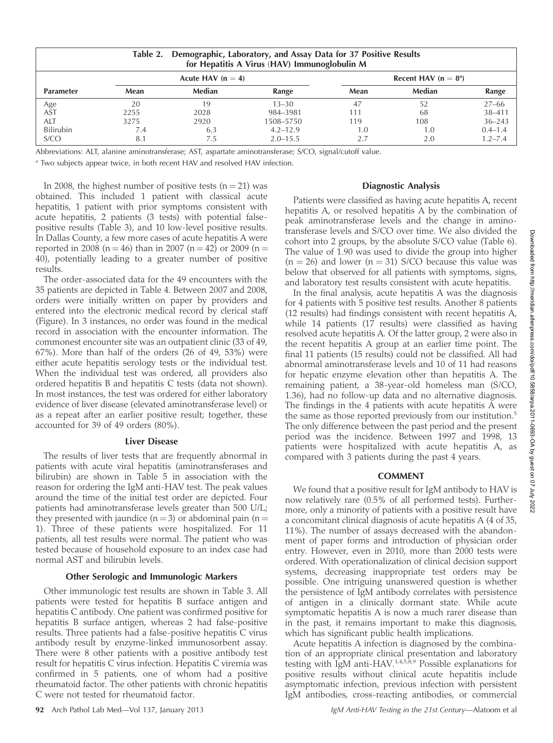**Table 2. Demographic, Laboratory, and Assay Data for 37 Positive Results for Hepatitis A Virus (HAV) Immunoglobulin M**

| Parameter | Acute HAV (n = 4) | | | Recent HAV (n = 8[a]) | | |
|---|---|---|---|---|---|---|
| | Mean | Median | Range | Mean | Median | Range |
| Age | 20 | 19 | 13–30 | 47 | 52 | 27–66 |
| AST | 2255 | 2028 | 984–3981 | 111 | 68 | 38–411 |
| ALT | 3275 | 2920 | 1508–5750 | 119 | 108 | 36–243 |
| Bilirubin | 7.4 | 6.3 | 4.2–12.9 | 1.0 | 1.0 | 0.4–1.4 |
| S/CO | 8.1 | 7.5 | 2.0–15.5 | 2.7 | 2.0 | 1.2–7.4 |

Abbreviations: ALT, alanine aminotransferase; AST, aspartate aminotransferase; S/CO, signal/cutoff value.

[a] Two subjects appear twice, in both recent HAV and resolved HAV infection.

In 2008, the highest number of positive tests (n = 21) was obtained. This included 1 patient with classical acute hepatitis, 1 patient with prior symptoms consistent with acute hepatitis, 2 patients (3 tests) with potential false-positive results (Table 3), and 10 low-level positive results. In Dallas County, a few more cases of acute hepatitis A were reported in 2008 (n = 46) than in 2007 (n = 42) or 2009 (n = 40), potentially leading to a greater number of positive results.

The order-associated data for the 49 encounters with the 35 patients are depicted in Table 4. Between 2007 and 2008, orders were initially written on paper by providers and entered into the electronic medical record by clerical staff (Figure). In 3 instances, no order was found in the medical record in association with the encounter information. The commonest encounter site was an outpatient clinic (33 of 49, 67%). More than half of the orders (26 of 49, 53%) were either acute hepatitis serology tests or the individual test. When the individual test was ordered, all providers also ordered hepatitis B and hepatitis C tests (data not shown). In most instances, the test was ordered for either laboratory evidence of liver disease (elevated aminotransferase level) or as a repeat after an earlier positive result; together, these accounted for 39 of 49 orders (80%).

### Liver Disease

The results of liver tests that are frequently abnormal in patients with acute viral hepatitis (aminotransferases and bilirubin) are shown in Table 5 in association with the reason for ordering the IgM anti-HAV test. The peak values around the time of the initial test order are depicted. Four patients had aminotransferase levels greater than 500 U/L; they presented with jaundice (n = 3) or abdominal pain (n = 1). Three of these patients were hospitalized. For 11 patients, all test results were normal. The patient who was tested because of household exposure to an index case had normal AST and bilirubin levels.

### Other Serologic and Immunologic Markers

Other immunologic test results are shown in Table 3. All patients were tested for hepatitis B surface antigen and hepatitis C antibody. One patient was confirmed positive for hepatitis B surface antigen, whereas 2 had false-positive results. Three patients had a false-positive hepatitis C virus antibody result by enzyme-linked immunosorbent assay. There were 8 other patients with a positive antibody test result for hepatitis C virus infection. Hepatitis C viremia was confirmed in 5 patients, one of whom had a positive rheumatoid factor. The other patients with chronic hepatitis C were not tested for rheumatoid factor.

### Diagnostic Analysis

Patients were classified as having acute hepatitis A, recent hepatitis A, or resolved hepatitis A by the combination of peak aminotransferase levels and the change in aminotransferase levels and S/CO over time. We also divided the cohort into 2 groups, by the absolute S/CO value (Table 6). The value of 1.90 was used to divide the group into higher (n = 26) and lower (n = 31) S/CO because this value was below that observed for all patients with symptoms, signs, and laboratory test results consistent with acute hepatitis.

In the final analysis, acute hepatitis A was the diagnosis for 4 patients with 5 positive test results. Another 8 patients (12 results) had findings consistent with recent hepatitis A, while 14 patients (17 results) were classified as having resolved acute hepatitis A. Of the latter group, 2 were also in the recent hepatitis A group at an earlier time point. The final 11 patients (15 results) could not be classified. All had abnormal aminotransferase levels and 10 of 11 had reasons for hepatic enzyme elevation other than hepatitis A. The remaining patient, a 38-year-old homeless man (S/CO, 1.36), had no follow-up data and no alternative diagnosis. The findings in the 4 patients with acute hepatitis A were the same as those reported previously from our institution.[5] The only difference between the past period and the present period was the incidence. Between 1997 and 1998, 13 patients were hospitalized with acute hepatitis A, as compared with 3 patients during the past 4 years.

## COMMENT

We found that a positive result for IgM antibody to HAV is now relatively rare (0.5% of all performed tests). Furthermore, only a minority of patients with a positive result have a concomitant clinical diagnosis of acute hepatitis A (4 of 35, 11%). The number of assays decreased with the abandonment of paper forms and introduction of physician order entry. However, even in 2010, more than 2000 tests were ordered. With operationalization of clinical decision support systems, decreasing inappropriate test orders may be possible. One intriguing unanswered question is whether the persistence of IgM antibody correlates with persistence of antigen in a clinically dormant state. While acute symptomatic hepatitis A is now a much rarer disease than in the past, it remains important to make this diagnosis, which has significant public health implications.

Acute hepatitis A infection is diagnosed by the combination of an appropriate clinical presentation and laboratory testing with IgM anti-HAV.[1,4,5,8,9] Possible explanations for positive results without clinical acute hepatitis include asymptomatic infection, previous infection with persistent IgM antibodies, cross-reacting antibodies, or commercial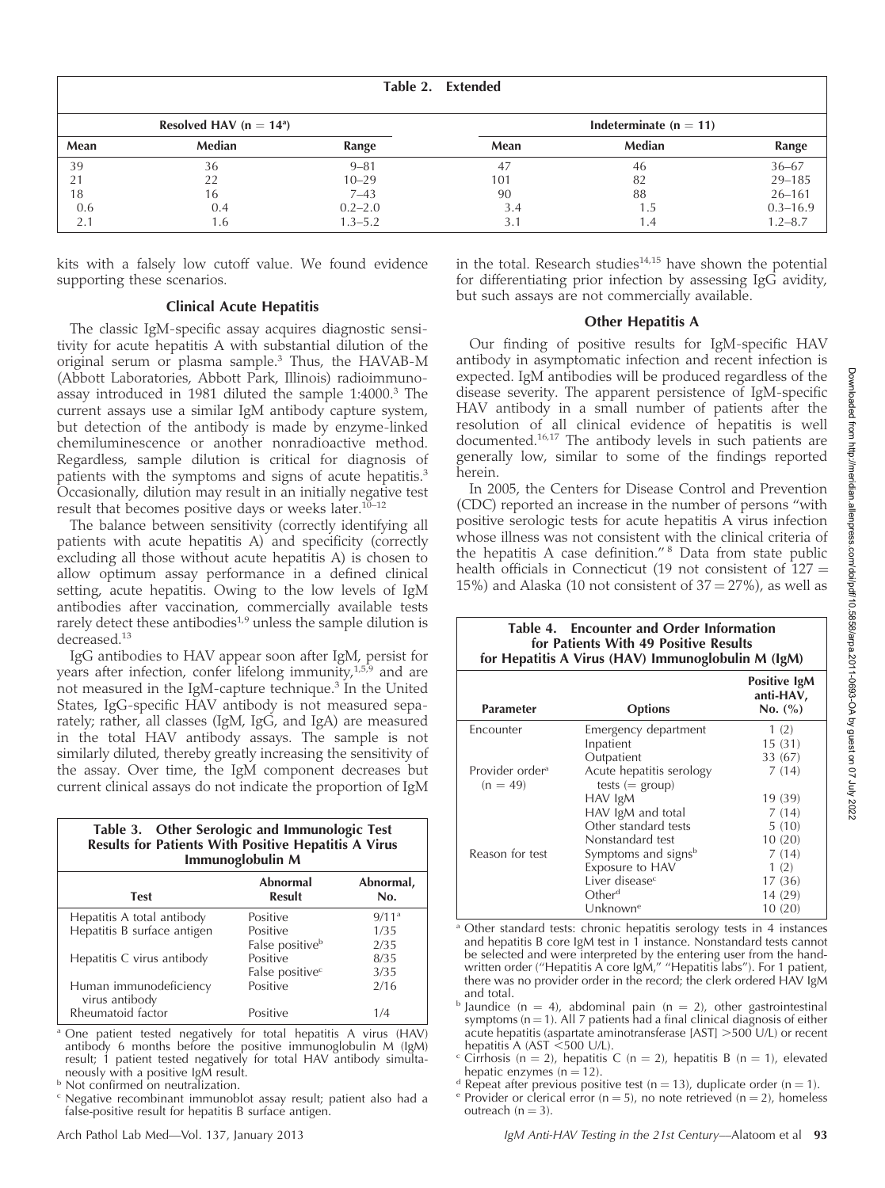**Table 2. Extended**

| Resolved HAV (n = 14[a]) | | | Indeterminate (n = 11) | | |
|---|---|---|---|---|---|
| Mean | Median | Range | Mean | Median | Range |
| 39 | 36 | 9–81 | 47 | 46 | 36–67 |
| 21 | 22 | 10–29 | 101 | 82 | 29–185 |
| 18 | 16 | 7–43 | 90 | 88 | 26–161 |
| 0.6 | 0.4 | 0.2–2.0 | 3.4 | 1.5 | 0.3–16.9 |
| 2.1 | 1.6 | 1.3–5.2 | 3.1 | 1.4 | 1.2–8.7 |

kits with a falsely low cutoff value. We found evidence supporting these scenarios.

### Clinical Acute Hepatitis

The classic IgM-specific assay acquires diagnostic sensitivity for acute hepatitis A with substantial dilution of the original serum or plasma sample.[3] Thus, the HAVAB-M (Abbott Laboratories, Abbott Park, Illinois) radioimmunoassay introduced in 1981 diluted the sample 1:4000.[3] The current assays use a similar IgM antibody capture system, but detection of the antibody is made by enzyme-linked chemiluminescence or another nonradioactive method. Regardless, sample dilution is critical for diagnosis of patients with the symptoms and signs of acute hepatitis.[3] Occasionally, dilution may result in an initially negative test result that becomes positive days or weeks later.[10–12]

The balance between sensitivity (correctly identifying all patients with acute hepatitis A) and specificity (correctly excluding all those without acute hepatitis A) is chosen to allow optimum assay performance in a defined clinical setting, acute hepatitis. Owing to the low levels of IgM antibodies after vaccination, commercially available tests rarely detect these antibodies[1,9] unless the sample dilution is decreased.[13]

IgG antibodies to HAV appear soon after IgM, persist for years after infection, confer lifelong immunity,[1,5,9] and are not measured in the IgM-capture technique.[3] In the United States, IgG-specific HAV antibody is not measured separately; rather, all classes (IgM, IgG, and IgA) are measured in the total HAV antibody assays. The sample is not similarly diluted, thereby greatly increasing the sensitivity of the assay. Over time, the IgM component decreases but current clinical assays do not indicate the proportion of IgM in the total. Research studies[14,15] have shown the potential for differentiating prior infection by assessing IgG avidity, but such assays are not commercially available.

**Table 3. Other Serologic and Immunologic Test Results for Patients With Positive Hepatitis A Virus Immunoglobulin M**

| Test | Abnormal Result | Abnormal, No. |
|---|---|---|
| Hepatitis A total antibody | Positive | 9/11[a] |
| Hepatitis B surface antigen | Positive | 1/35 |
| | False positive[b] | 2/35 |
| Hepatitis C virus antibody | Positive | 8/35 |
| | False positive[c] | 3/35 |
| Human immunodeficiency virus antibody | Positive | 2/16 |
| Rheumatoid factor | Positive | 1/4 |

[a] One patient tested negatively for total hepatitis A virus (HAV) antibody 6 months before the positive immunoglobulin M (IgM) result; 1 patient tested negatively for total HAV antibody simultaneously with a positive IgM result.
[b] Not confirmed on neutralization.
[c] Negative recombinant immunoblot assay result; patient also had a false-positive result for hepatitis B surface antigen.

### Other Hepatitis A

Our finding of positive results for IgM-specific HAV antibody in asymptomatic infection and recent infection is expected. IgM antibodies will be produced regardless of the disease severity. The apparent persistence of IgM-specific HAV antibody in a small number of patients after the resolution of all clinical evidence of hepatitis is well documented.[16,17] The antibody levels in such patients are generally low, similar to some of the findings reported herein.

In 2005, the Centers for Disease Control and Prevention (CDC) reported an increase in the number of persons "with positive serologic tests for acute hepatitis A virus infection whose illness was not consistent with the clinical criteria of the hepatitis A case definition."[8] Data from state public health officials in Connecticut (19 not consistent of 127 = 15%) and Alaska (10 not consistent of 37 = 27%), as well as

**Table 4. Encounter and Order Information for Patients With 49 Positive Results for Hepatitis A Virus (HAV) Immunoglobulin M (IgM)**

| Parameter | Options | Positive IgM anti-HAV, No. (%) |
|---|---|---|
| Encounter | Emergency department | 1 (2) |
| | Inpatient | 15 (31) |
| | Outpatient | 33 (67) |
| Provider order[a] (n = 49) | Acute hepatitis serology tests (= group) | 7 (14) |
| | HAV IgM | 19 (39) |
| | HAV IgM and total | 7 (14) |
| | Other standard tests | 5 (10) |
| | Nonstandard test | 10 (20) |
| Reason for test | Symptoms and signs[b] | 7 (14) |
| | Exposure to HAV | 1 (2) |
| | Liver disease[c] | 17 (36) |
| | Other[d] | 14 (29) |
| | Unknown[e] | 10 (20) |

[a] Other standard tests: chronic hepatitis serology tests in 4 instances and hepatitis B core IgM test in 1 instance. Nonstandard tests cannot be selected and were interpreted by the entering user from the handwritten order ("Hepatitis A core IgM," "Hepatitis labs"). For 1 patient, there was no provider order in the record; the clerk ordered HAV IgM and total.
[b] Jaundice (n = 4), abdominal pain (n = 2), other gastrointestinal symptoms (n = 1). All 7 patients had a final clinical diagnosis of either acute hepatitis (aspartate aminotransferase [AST] >500 U/L) or recent hepatitis A (AST <500 U/L).
[c] Cirrhosis (n = 2), hepatitis C (n = 2), hepatitis B (n = 1), elevated hepatic enzymes (n = 12).
[d] Repeat after previous positive test (n = 13), duplicate order (n = 1).
[e] Provider or clerical error (n = 5), no note retrieved (n = 2), homeless outreach (n = 3).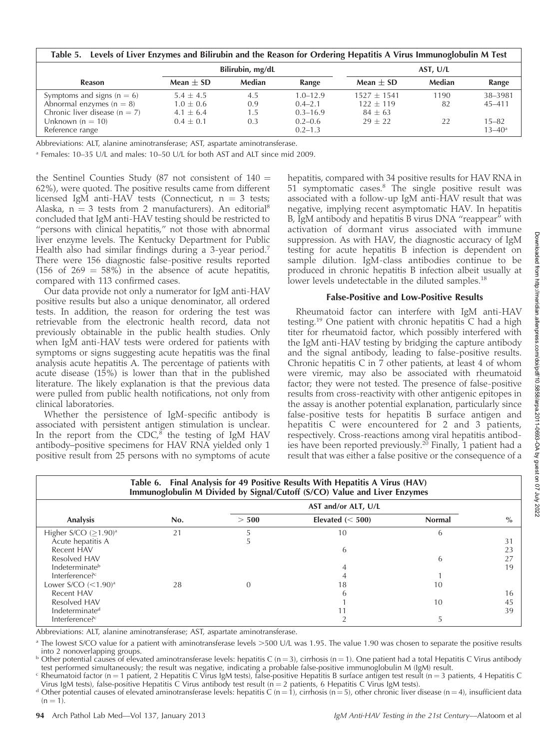**Table 5. Levels of Liver Enzymes and Bilirubin and the Reason for Ordering Hepatitis A Virus Immunoglobulin M Test**

| Reason | Bilirubin, mg/dL | | | AST, U/L | | |
|---|---|---|---|---|---|---|
| | Mean ± SD | Median | Range | Mean ± SD | Median | Range |
| Symptoms and signs (n = 6) | 5.4 ± 4.5 | 4.5 | 1.0–12.9 | 1527 ± 1541 | 1190 | 38–3981 |
| Abnormal enzymes (n = 8) | 1.0 ± 0.6 | 0.9 | 0.4–2.1 | 122 ± 119 | 82 | 45–411 |
| Chronic liver disease (n = 7) | 4.1 ± 6.4 | 1.5 | 0.3–16.9 | 84 ± 63 | | |
| Unknown (n = 10) | 0.4 ± 0.1 | 0.3 | 0.2–0.6 | 29 ± 22 | 22 | 15–82 |
| Reference range | | | 0.2–1.3 | | | 13–40[a] |

Abbreviations: ALT, alanine aminotransferase; AST, aspartate aminotransferase.

[a] Females: 10–35 U/L and males: 10–50 U/L for both AST and ALT since mid 2009.

the Sentinel Counties Study (87 not consistent of 140 = 62%), were quoted. The positive results came from different licensed IgM anti-HAV tests (Connecticut, n = 3 tests; Alaska, n = 3 tests from 2 manufacturers). An editorial[8] concluded that IgM anti-HAV testing should be restricted to "persons with clinical hepatitis," not those with abnormal liver enzyme levels. The Kentucky Department for Public Health also had similar findings during a 3-year period.[7] There were 156 diagnostic false-positive results reported (156 of 269 = 58%) in the absence of acute hepatitis, compared with 113 confirmed cases.

Our data provide not only a numerator for IgM anti-HAV positive results but also a unique denominator, all ordered tests. In addition, the reason for ordering the test was retrievable from the electronic health record, data not previously obtainable in the public health studies. Only when IgM anti-HAV tests were ordered for patients with symptoms or signs suggesting acute hepatitis was the final analysis acute hepatitis A. The percentage of patients with acute disease (15%) is lower than that in the published literature. The likely explanation is that the previous data were pulled from public health notifications, not only from clinical laboratories.

Whether the persistence of IgM-specific antibody is associated with persistent antigen stimulation is unclear. In the report from the CDC,[8] the testing of IgM HAV antibody–positive specimens for HAV RNA yielded only 1 positive result from 25 persons with no symptoms of acute hepatitis, compared with 34 positive results for HAV RNA in 51 symptomatic cases.[8] The single positive result was associated with a follow-up IgM anti-HAV result that was negative, implying recent asymptomatic HAV. In hepatitis B, IgM antibody and hepatitis B virus DNA "reappear" with activation of dormant virus associated with immune suppression. As with HAV, the diagnostic accuracy of IgM testing for acute hepatitis B infection is dependent on sample dilution. IgM-class antibodies continue to be produced in chronic hepatitis B infection albeit usually at lower levels undetectable in the diluted samples.[18]

### False-Positive and Low-Positive Results

Rheumatoid factor can interfere with IgM anti-HAV testing.[19] One patient with chronic hepatitis C had a high titer for rheumatoid factor, which possibly interfered with the IgM anti-HAV testing by bridging the capture antibody and the signal antibody, leading to false-positive results. Chronic hepatitis C in 7 other patients, at least 4 of whom were viremic, may also be associated with rheumatoid factor; they were not tested. The presence of false-positive results from cross-reactivity with other antigenic epitopes in the assay is another potential explanation, particularly since false-positive tests for hepatitis B surface antigen and hepatitis C were encountered for 2 and 3 patients, respectively. Cross-reactions among viral hepatitis antibodies have been reported previously.[20] Finally, 1 patient had a result that was either a false positive or the consequence of a

**Table 6. Final Analysis for 49 Positive Results With Hepatitis A Virus (HAV) Immunoglobulin M Divided by Signal/Cutoff (S/CO) Value and Liver Enzymes**

| Analysis | No. | AST and/or ALT, U/L | | | % |
|---|---|---|---|---|---|
| | | > 500 | Elevated (< 500) | Normal | |
| Higher S/CO (≥1.90)[a] | 21 | 5 | 10 | 6 | |
| Acute hepatitis A | | 5 | | | 31 |
| Recent HAV | | | 6 | | 23 |
| Resolved HAV | | | | 6 | 27 |
| Indeterminate[b] | | | 4 | | 19 |
| Interference?[c] | | | 4 | 1 | |
| Lower S/CO (<1.90)[a] | 28 | 0 | 18 | 10 | |
| Recent HAV | | | 6 | | 16 |
| Resolved HAV | | | 1 | 10 | 45 |
| Indeterminate[d] | | | 11 | | 39 |
| Interference?[c] | | | 2 | 5 | |

Abbreviations: ALT, alanine aminotransferase; AST, aspartate aminotransferase.

[a] The lowest S/CO value for a patient with aminotransferase levels >500 U/L was 1.95. The value 1.90 was chosen to separate the positive results into 2 nonoverlapping groups.

[b] Other potential causes of elevated aminotransferase levels: hepatitis C (n = 3), cirrhosis (n = 1). One patient had a total Hepatitis C Virus antibody test performed simultaneously; the result was negative, indicating a probable false-positive immunoglobulin M (IgM) result.

[c] Rheumatoid factor (n = 1 patient, 2 Hepatitis C Virus IgM tests), false-positive Hepatitis B surface antigen test result (n = 3 patients, 4 Hepatitis C Virus IgM tests), false-positive Hepatitis C Virus antibody test result (n = 2 patients, 6 Hepatitis C Virus IgM tests).

[d] Other potential causes of elevated aminotransferase levels: hepatitis C (n = 1), cirrhosis (n = 5), other chronic liver disease (n = 4), insufficient data (n = 1).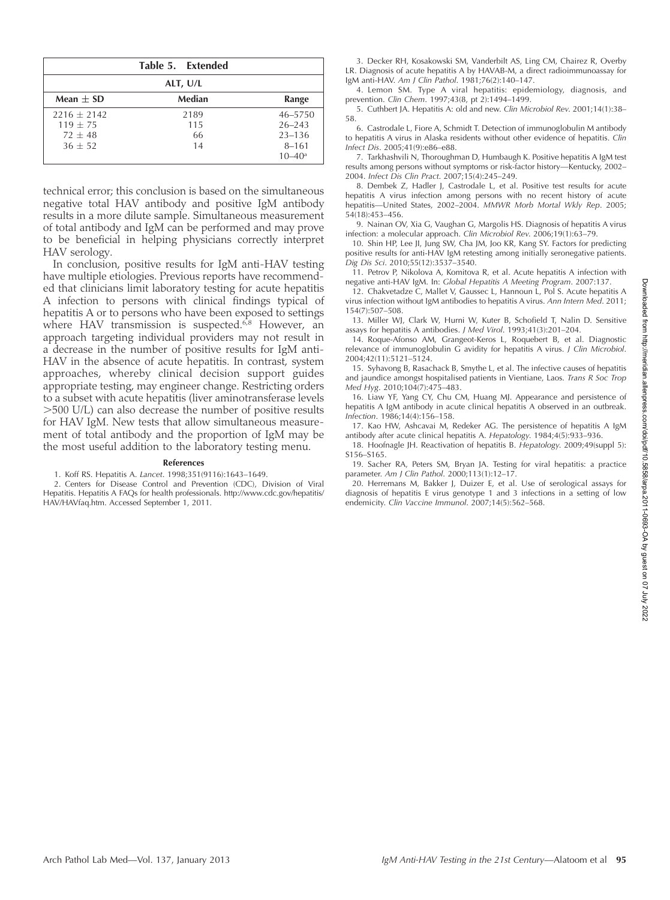| Table 5. Extended | | |
|---|---|---|
| ALT, U/L | | |
| Mean ± SD | Median | Range |
| 2216 ± 2142 | 2189 | 46–5750 |
| 119 ± 75 | 115 | 26–243 |
| 72 ± 48 | 66 | 23–136 |
| 36 ± 52 | 14 | 8–161 |
| | | 10–40[a] |

technical error; this conclusion is based on the simultaneous negative total HAV antibody and positive IgM antibody results in a more dilute sample. Simultaneous measurement of total antibody and IgM can be performed and may prove to be beneficial in helping physicians correctly interpret HAV serology.

In conclusion, positive results for IgM anti-HAV testing have multiple etiologies. Previous reports have recommended that clinicians limit laboratory testing for acute hepatitis A infection to persons with clinical findings typical of hepatitis A or to persons who have been exposed to settings where HAV transmission is suspected.[6,8] However, an approach targeting individual providers may not result in a decrease in the number of positive results for IgM anti-HAV in the absence of acute hepatitis. In contrast, system approaches, whereby clinical decision support guides appropriate testing, may engineer change. Restricting orders to a subset with acute hepatitis (liver aminotransferase levels >500 U/L) can also decrease the number of positive results for HAV IgM. New tests that allow simultaneous measurement of total antibody and the proportion of IgM may be the most useful addition to the laboratory testing menu.

#### References

1. Koff RS. Hepatitis A. *Lancet*. 1998;351(9116):1643–1649.
2. Centers for Disease Control and Prevention (CDC), Division of Viral Hepatitis. Hepatitis A FAQs for health professionals. http://www.cdc.gov/hepatitis/HAV/HAVfaq.htm. Accessed September 1, 2011.
3. Decker RH, Kosakowski SM, Vanderbilt AS, Ling CM, Chairez R, Overby LR. Diagnosis of acute hepatitis A by HAVAB-M, a direct radioimmunoassay for IgM anti-HAV. *Am J Clin Pathol*. 1981;76(2):140–147.
4. Lemon SM. Type A viral hepatitis: epidemiology, diagnosis, and prevention. *Clin Chem*. 1997;43(8, pt 2):1494–1499.
5. Cuthbert JA. Hepatitis A: old and new. *Clin Microbiol Rev*. 2001;14(1):38–58.
6. Castrodale L, Fiore A, Schmidt T. Detection of immunoglobulin M antibody to hepatitis A virus in Alaska residents without other evidence of hepatitis. *Clin Infect Dis*. 2005;41(9):e86–e88.
7. Tarkhashvili N, Thoroughman D, Humbaugh K. Positive hepatitis A IgM test results among persons without symptoms or risk-factor history—Kentucky, 2002–2004. *Infect Dis Clin Pract*. 2007;15(4):245–249.
8. Dembek Z, Hadler J, Castrodale L, et al. Positive test results for acute hepatitis A virus infection among persons with no recent history of acute hepatitis—United States, 2002–2004. *MMWR Morb Mortal Wkly Rep*. 2005;54(18):453–456.
9. Nainan OV, Xia G, Vaughan G, Margolis HS. Diagnosis of hepatitis A virus infection: a molecular approach. *Clin Microbiol Rev*. 2006;19(1):63–79.
10. Shin HP, Lee JI, Jung SW, Cha JM, Joo KR, Kang SY. Factors for predicting positive results for anti-HAV IgM retesting among initially seronegative patients. *Dig Dis Sci*. 2010;55(12):3537–3540.
11. Petrov P, Nikolova A, Komitova R, et al. Acute hepatitis A infection with negative anti-HAV IgM. In: *Global Hepatitis A Meeting Program*. 2007:137.
12. Chakvetadze C, Mallet V, Gaussec L, Hannoun L, Pol S. Acute hepatitis A virus infection without IgM antibodies to hepatitis A virus. *Ann Intern Med*. 2011;154(7):507–508.
13. Miller WJ, Clark W, Hurni W, Kuter B, Schofield T, Nalin D. Sensitive assays for hepatitis A antibodies. *J Med Virol*. 1993;41(3):201–204.
14. Roque-Afonso AM, Grangeot-Keros L, Roquebert B, et al. Diagnostic relevance of immunoglobulin G avidity for hepatitis A virus. *J Clin Microbiol*. 2004;42(11):5121–5124.
15. Syhavong B, Rasachack B, Smythe L, et al. The infective causes of hepatitis and jaundice amongst hospitalised patients in Vientiane, Laos. *Trans R Soc Trop Med Hyg*. 2010;104(7):475–483.
16. Liaw YF, Yang CY, Chu CM, Huang MJ. Appearance and persistence of hepatitis A IgM antibody in acute clinical hepatitis A observed in an outbreak. *Infection*. 1986;14(4):156–158.
17. Kao HW, Ashcavai M, Redeker AG. The persistence of hepatitis A IgM antibody after acute clinical hepatitis A. *Hepatology*. 1984;4(5):933–936.
18. Hoofnagle JH. Reactivation of hepatitis B. *Hepatology*. 2009;49(suppl 5):S156–S165.
19. Sacher RA, Peters SM, Bryan JA. Testing for viral hepatitis: a practice parameter. *Am J Clin Pathol*. 2000;113(1):12–17.
20. Herremans M, Bakker J, Duizer E, et al. Use of serological assays for diagnosis of hepatitis E virus genotype 1 and 3 infections in a setting of low endemicity. *Clin Vaccine Immunol*. 2007;14(5):562–568.